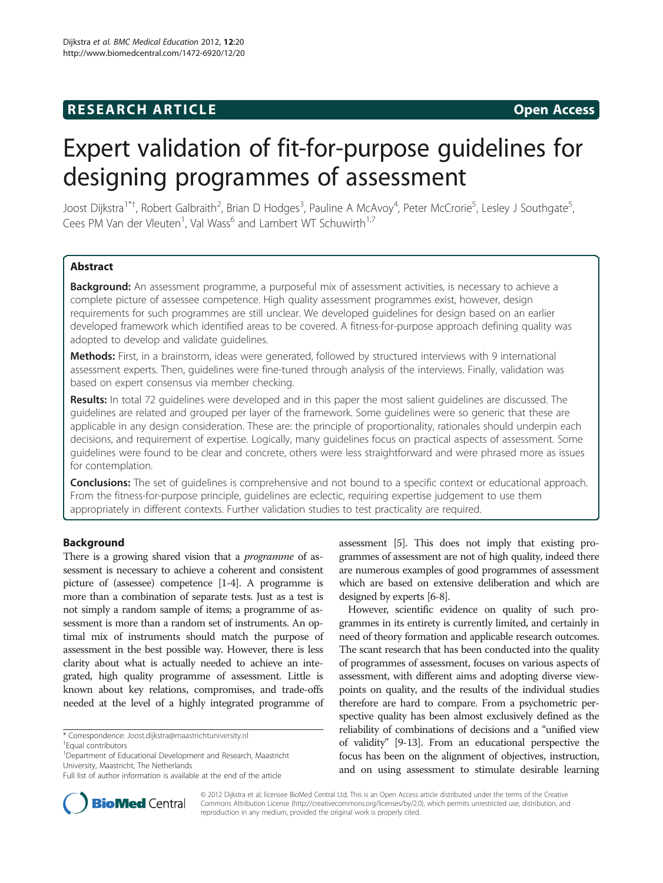**RESEARCH ARTICLE** **Open Access**

# Expert validation of fit-for-purpose guidelines for designing programmes of assessment

Joost Dijkstra[1*†], Robert Galbraith[2], Brian D Hodges[3], Pauline A McAvoy[4], Peter McCrorie[5], Lesley J Southgate[5], Cees PM Van der Vleuten[1], Val Wass[6] and Lambert WT Schuwirth[1,7]

## Abstract

**Background:** An assessment programme, a purposeful mix of assessment activities, is necessary to achieve a complete picture of assessee competence. High quality assessment programmes exist, however, design requirements for such programmes are still unclear. We developed guidelines for design based on an earlier developed framework which identified areas to be covered. A fitness-for-purpose approach defining quality was adopted to develop and validate guidelines.

**Methods:** First, in a brainstorm, ideas were generated, followed by structured interviews with 9 international assessment experts. Then, guidelines were fine-tuned through analysis of the interviews. Finally, validation was based on expert consensus via member checking.

**Results:** In total 72 guidelines were developed and in this paper the most salient guidelines are discussed. The guidelines are related and grouped per layer of the framework. Some guidelines were so generic that these are applicable in any design consideration. These are: the principle of proportionality, rationales should underpin each decisions, and requirement of expertise. Logically, many guidelines focus on practical aspects of assessment. Some guidelines were found to be clear and concrete, others were less straightforward and were phrased more as issues for contemplation.

**Conclusions:** The set of guidelines is comprehensive and not bound to a specific context or educational approach. From the fitness-for-purpose principle, guidelines are eclectic, requiring expertise judgement to use them appropriately in different contexts. Further validation studies to test practicality are required.

## Background

There is a growing shared vision that a *programme* of assessment is necessary to achieve a coherent and consistent picture of (assessee) competence [1-4]. A programme is more than a combination of separate tests. Just as a test is not simply a random sample of items; a programme of assessment is more than a random set of instruments. An optimal mix of instruments should match the purpose of assessment in the best possible way. However, there is less clarity about what is actually needed to achieve an integrated, high quality programme of assessment. Little is known about key relations, compromises, and trade-offs needed at the level of a highly integrated programme of assessment [5]. This does not imply that existing programmes of assessment are not of high quality, indeed there are numerous examples of good programmes of assessment which are based on extensive deliberation and which are designed by experts [6-8].

However, scientific evidence on quality of such programmes in its entirety is currently limited, and certainly in need of theory formation and applicable research outcomes. The scant research that has been conducted into the quality of programmes of assessment, focuses on various aspects of assessment, with different aims and adopting diverse viewpoints on quality, and the results of the individual studies therefore are hard to compare. From a psychometric perspective quality has been almost exclusively defined as the reliability of combinations of decisions and a "unified view of validity" [9-13]. From an educational perspective the focus has been on the alignment of objectives, instruction, and on using assessment to stimulate desirable learning

\* Correspondence: Joost.dijkstra@maastrichtuniversity.nl
† Equal contributors
[1] Department of Educational Development and Research, Maastricht University, Maastricht, The Netherlands
Full list of author information is available at the end of the article

© 2012 Dijkstra et al; licensee BioMed Central Ltd. This is an Open Access article distributed under the terms of the Creative Commons Attribution License (http://creativecommons.org/licenses/by/2.0), which permits unrestricted use, distribution, and reproduction in any medium, provided the original work is properly cited.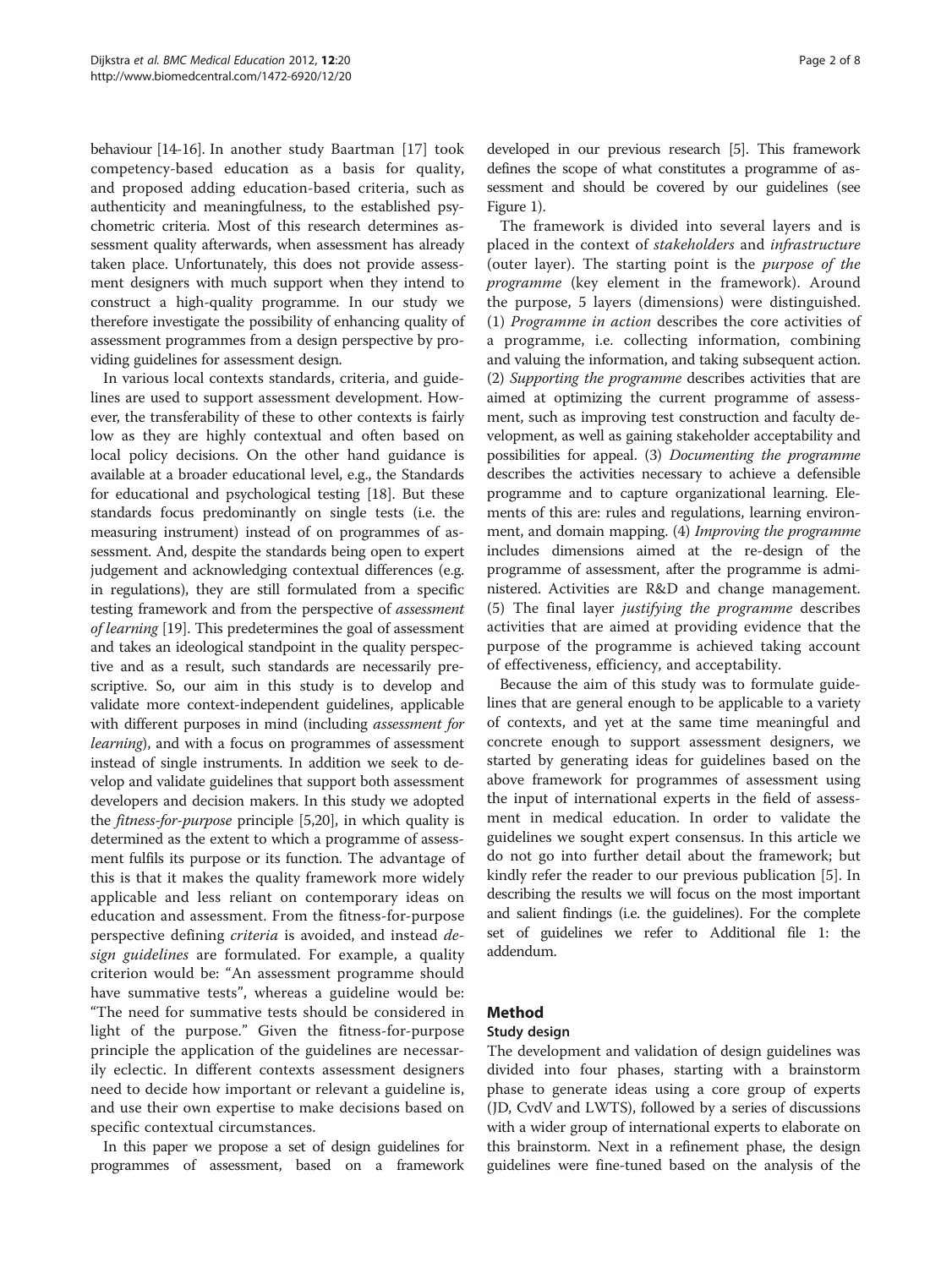behaviour [14-16]. In another study Baartman [17] took competency-based education as a basis for quality, and proposed adding education-based criteria, such as authenticity and meaningfulness, to the established psychometric criteria. Most of this research determines assessment quality afterwards, when assessment has already taken place. Unfortunately, this does not provide assessment designers with much support when they intend to construct a high-quality programme. In our study we therefore investigate the possibility of enhancing quality of assessment programmes from a design perspective by providing guidelines for assessment design.

In various local contexts standards, criteria, and guidelines are used to support assessment development. However, the transferability of these to other contexts is fairly low as they are highly contextual and often based on local policy decisions. On the other hand guidance is available at a broader educational level, e.g., the Standards for educational and psychological testing [18]. But these standards focus predominantly on single tests (i.e. the measuring instrument) instead of on programmes of assessment. And, despite the standards being open to expert judgement and acknowledging contextual differences (e.g. in regulations), they are still formulated from a specific testing framework and from the perspective of *assessment of learning* [19]. This predetermines the goal of assessment and takes an ideological standpoint in the quality perspective and as a result, such standards are necessarily prescriptive. So, our aim in this study is to develop and validate more context-independent guidelines, applicable with different purposes in mind (including *assessment for learning*), and with a focus on programmes of assessment instead of single instruments. In addition we seek to develop and validate guidelines that support both assessment developers and decision makers. In this study we adopted the *fitness-for-purpose* principle [5,20], in which quality is determined as the extent to which a programme of assessment fulfils its purpose or its function. The advantage of this is that it makes the quality framework more widely applicable and less reliant on contemporary ideas on education and assessment. From the fitness-for-purpose perspective defining *criteria* is avoided, and instead *design guidelines* are formulated. For example, a quality criterion would be: "An assessment programme should have summative tests", whereas a guideline would be: "The need for summative tests should be considered in light of the purpose." Given the fitness-for-purpose principle the application of the guidelines are necessarily eclectic. In different contexts assessment designers need to decide how important or relevant a guideline is, and use their own expertise to make decisions based on specific contextual circumstances.

In this paper we propose a set of design guidelines for programmes of assessment, based on a framework developed in our previous research [5]. This framework defines the scope of what constitutes a programme of assessment and should be covered by our guidelines (see Figure 1).

The framework is divided into several layers and is placed in the context of *stakeholders* and *infrastructure* (outer layer). The starting point is the *purpose of the programme* (key element in the framework). Around the purpose, 5 layers (dimensions) were distinguished. (1) *Programme in action* describes the core activities of a programme, i.e. collecting information, combining and valuing the information, and taking subsequent action. (2) *Supporting the programme* describes activities that are aimed at optimizing the current programme of assessment, such as improving test construction and faculty development, as well as gaining stakeholder acceptability and possibilities for appeal. (3) *Documenting the programme* describes the activities necessary to achieve a defensible programme and to capture organizational learning. Elements of this are: rules and regulations, learning environment, and domain mapping. (4) *Improving the programme* includes dimensions aimed at the re-design of the programme of assessment, after the programme is administered. Activities are R&D and change management. (5) The final layer *justifying the programme* describes activities that are aimed at providing evidence that the purpose of the programme is achieved taking account of effectiveness, efficiency, and acceptability.

Because the aim of this study was to formulate guidelines that are general enough to be applicable to a variety of contexts, and yet at the same time meaningful and concrete enough to support assessment designers, we started by generating ideas for guidelines based on the above framework for programmes of assessment using the input of international experts in the field of assessment in medical education. In order to validate the guidelines we sought expert consensus. In this article we do not go into further detail about the framework; but kindly refer the reader to our previous publication [5]. In describing the results we will focus on the most important and salient findings (i.e. the guidelines). For the complete set of guidelines we refer to Additional file 1: the addendum.

## Method

### Study design

The development and validation of design guidelines was divided into four phases, starting with a brainstorm phase to generate ideas using a core group of experts (JD, CvdV and LWTS), followed by a series of discussions with a wider group of international experts to elaborate on this brainstorm. Next in a refinement phase, the design guidelines were fine-tuned based on the analysis of the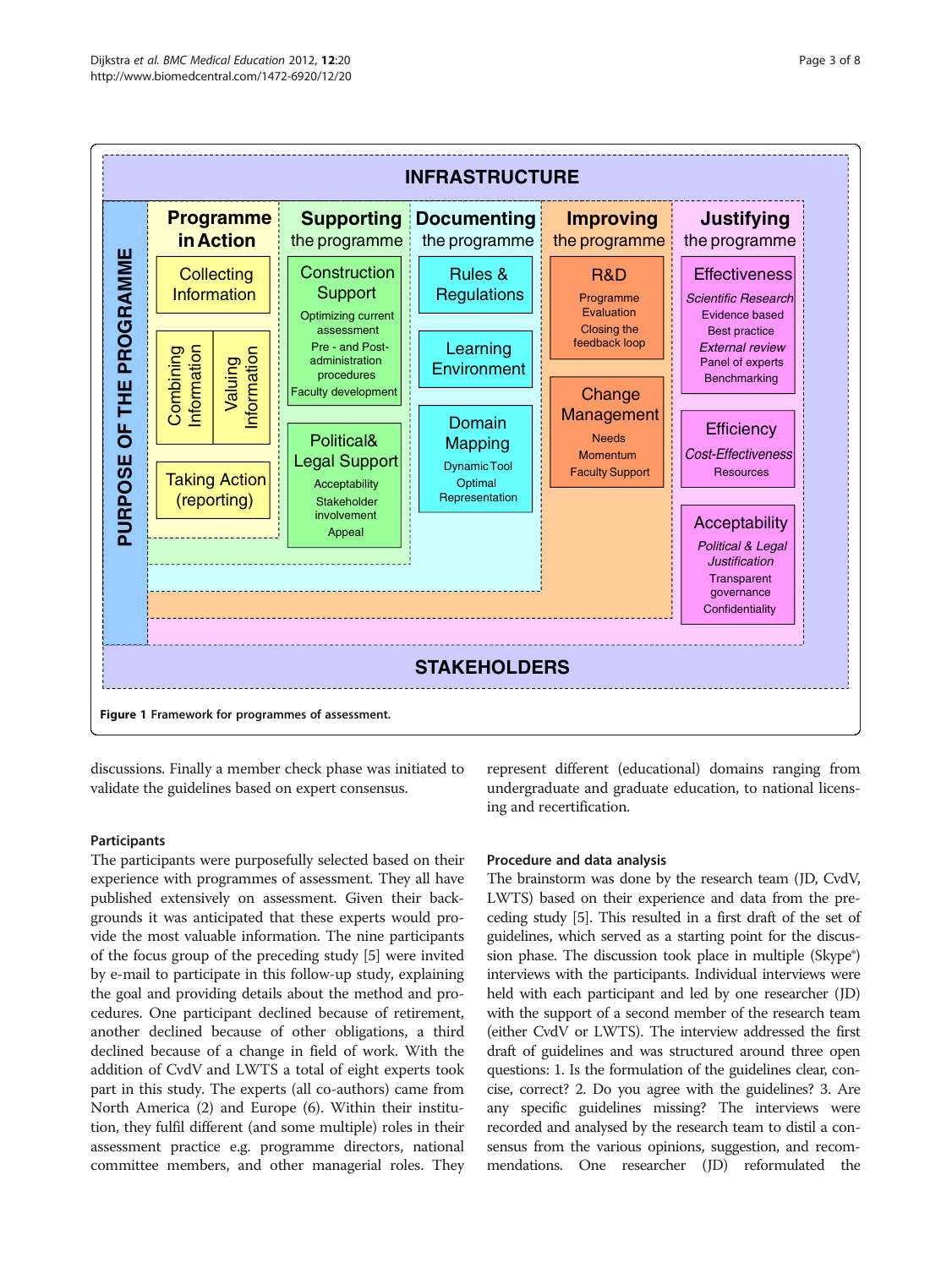**Figure 1** Framework for programmes of assessment.

discussions. Finally a member check phase was initiated to validate the guidelines based on expert consensus.

### Participants

The participants were purposefully selected based on their experience with programmes of assessment. They all have published extensively on assessment. Given their backgrounds it was anticipated that these experts would provide the most valuable information. The nine participants of the focus group of the preceding study [5] were invited by e-mail to participate in this follow-up study, explaining the goal and providing details about the method and procedures. One participant declined because of retirement, another declined because of other obligations, a third declined because of a change in field of work. With the addition of CvdV and LWTS a total of eight experts took part in this study. The experts (all co-authors) came from North America (2) and Europe (6). Within their institution, they fulfil different (and some multiple) roles in their assessment practice e.g. programme directors, national committee members, and other managerial roles. They represent different (educational) domains ranging from undergraduate and graduate education, to national licensing and recertification.

### Procedure and data analysis

The brainstorm was done by the research team (JD, CvdV, LWTS) based on their experience and data from the preceding study [5]. This resulted in a first draft of the set of guidelines, which served as a starting point for the discussion phase. The discussion took place in multiple (Skype®) interviews with the participants. Individual interviews were held with each participant and led by one researcher (JD) with the support of a second member of the research team (either CvdV or LWTS). The interview addressed the first draft of guidelines and was structured around three open questions: 1. Is the formulation of the guidelines clear, concise, correct? 2. Do you agree with the guidelines? 3. Are any specific guidelines missing? The interviews were recorded and analysed by the research team to distil a consensus from the various opinions, suggestion, and recommendations. One researcher (JD) reformulated the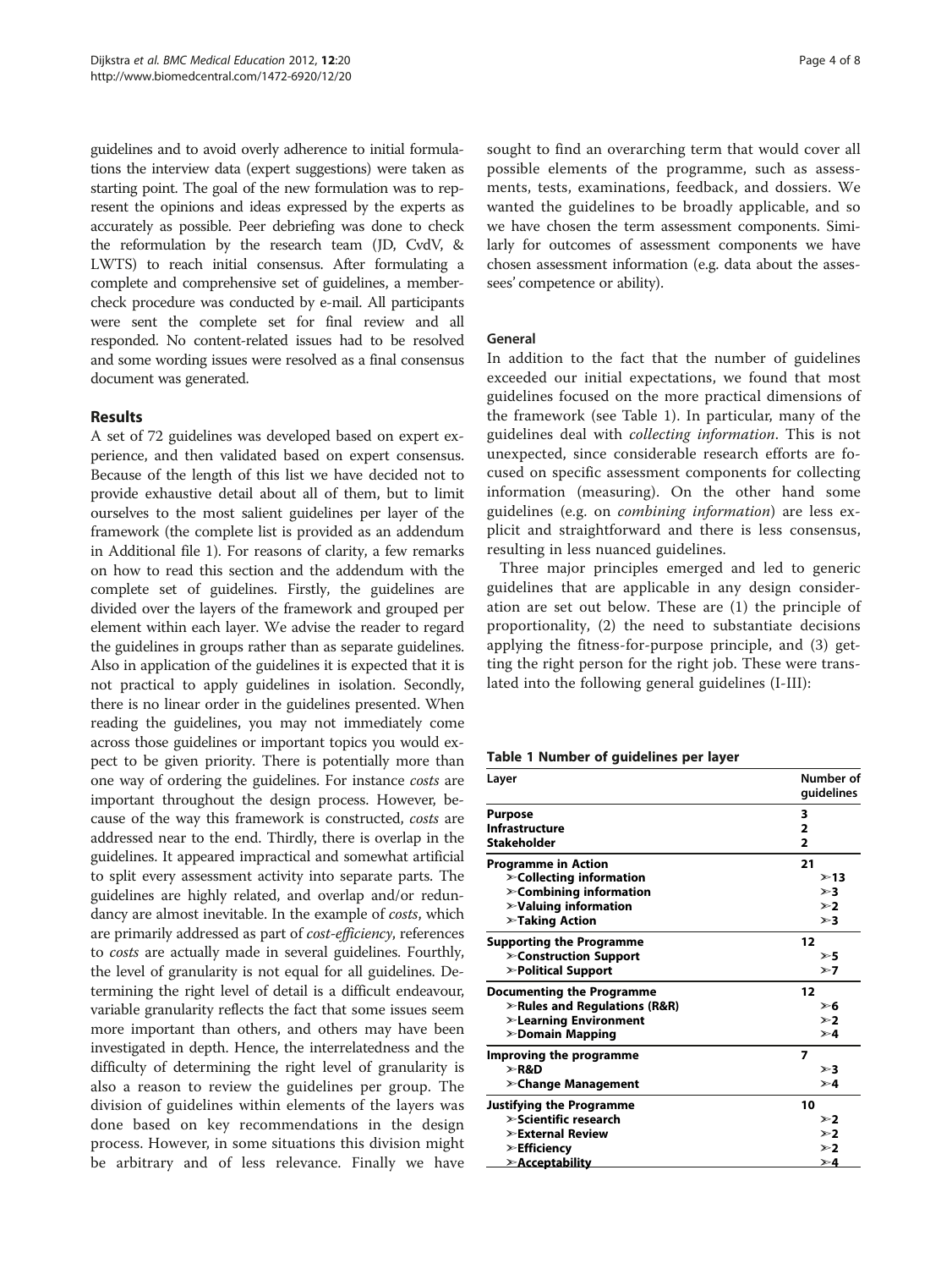guidelines and to avoid overly adherence to initial formulations the interview data (expert suggestions) were taken as starting point. The goal of the new formulation was to represent the opinions and ideas expressed by the experts as accurately as possible. Peer debriefing was done to check the reformulation by the research team (JD, CvdV, & LWTS) to reach initial consensus. After formulating a complete and comprehensive set of guidelines, a member-check procedure was conducted by e-mail. All participants were sent the complete set for final review and all responded. No content-related issues had to be resolved and some wording issues were resolved as a final consensus document was generated.

## Results

A set of 72 guidelines was developed based on expert experience, and then validated based on expert consensus. Because of the length of this list we have decided not to provide exhaustive detail about all of them, but to limit ourselves to the most salient guidelines per layer of the framework (the complete list is provided as an addendum in Additional file 1). For reasons of clarity, a few remarks on how to read this section and the addendum with the complete set of guidelines. Firstly, the guidelines are divided over the layers of the framework and grouped per element within each layer. We advise the reader to regard the guidelines in groups rather than as separate guidelines. Also in application of the guidelines it is expected that it is not practical to apply guidelines in isolation. Secondly, there is no linear order in the guidelines presented. When reading the guidelines, you may not immediately come across those guidelines or important topics you would expect to be given priority. There is potentially more than one way of ordering the guidelines. For instance *costs* are important throughout the design process. However, because of the way this framework is constructed, *costs* are addressed near to the end. Thirdly, there is overlap in the guidelines. It appeared impractical and somewhat artificial to split every assessment activity into separate parts. The guidelines are highly related, and overlap and/or redundancy are almost inevitable. In the example of *costs*, which are primarily addressed as part of *cost-efficiency*, references to *costs* are actually made in several guidelines. Fourthly, the level of granularity is not equal for all guidelines. Determining the right level of detail is a difficult endeavour, variable granularity reflects the fact that some issues seem more important than others, and others may have been investigated in depth. Hence, the interrelatedness and the difficulty of determining the right level of granularity is also a reason to review the guidelines per group. The division of guidelines within elements of the layers was done based on key recommendations in the design process. However, in some situations this division might be arbitrary and of less relevance. Finally we have sought to find an overarching term that would cover all possible elements of the programme, such as assessments, tests, examinations, feedback, and dossiers. We wanted the guidelines to be broadly applicable, and so we have chosen the term assessment components. Similarly for outcomes of assessment components we have chosen assessment information (e.g. data about the assessees' competence or ability).

### General

In addition to the fact that the number of guidelines exceeded our initial expectations, we found that most guidelines focused on the more practical dimensions of the framework (see Table 1). In particular, many of the guidelines deal with *collecting information*. This is not unexpected, since considerable research efforts are focused on specific assessment components for collecting information (measuring). On the other hand some guidelines (e.g. on *combining information*) are less explicit and straightforward and there is less consensus, resulting in less nuanced guidelines.

Three major principles emerged and led to generic guidelines that are applicable in any design consideration are set out below. These are (1) the principle of proportionality, (2) the need to substantiate decisions applying the fitness-for-purpose principle, and (3) getting the right person for the right job. These were translated into the following general guidelines (I-III):

**Table 1 Number of guidelines per layer**

| Layer | Number of guidelines |
|---|---|
| **Purpose** | 3 |
| **Infrastructure** | 2 |
| **Stakeholder** | 2 |
| **Programme in Action** | 21 |
| ➢**Collecting information** | ➢13 |
| ➢**Combining information** | ➢3 |
| ➢**Valuing information** | ➢2 |
| ➢**Taking Action** | ➢3 |
| **Supporting the Programme** | 12 |
| ➢**Construction Support** | ➢5 |
| ➢**Political Support** | ➢7 |
| **Documenting the Programme** | 12 |
| ➢**Rules and Regulations (R&R)** | ➢6 |
| ➢**Learning Environment** | ➢2 |
| ➢**Domain Mapping** | ➢4 |
| **Improving the programme** | 7 |
| ➢**R&D** | ➢3 |
| ➢**Change Management** | ➢4 |
| **Justifying the Programme** | 10 |
| ➢**Scientific research** | ➢2 |
| ➢**External Review** | ➢2 |
| ➢**Efficiency** | ➢2 |
| ➢**Acceptability** | ➢4 |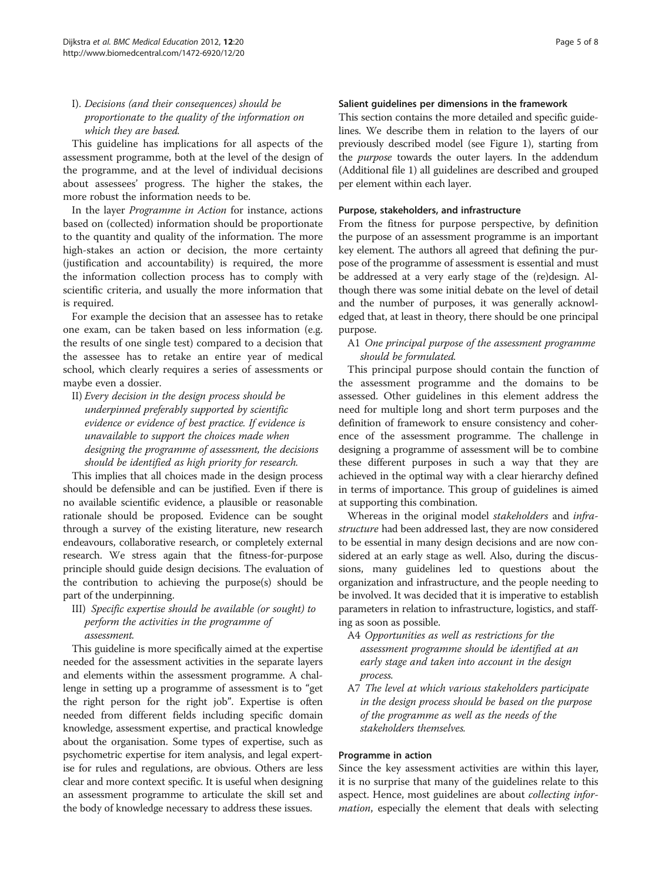I). *Decisions (and their consequences) should be proportionate to the quality of the information on which they are based.*

This guideline has implications for all aspects of the assessment programme, both at the level of the design of the programme, and at the level of individual decisions about assessees' progress. The higher the stakes, the more robust the information needs to be.

In the layer *Programme in Action* for instance, actions based on (collected) information should be proportionate to the quantity and quality of the information. The more high-stakes an action or decision, the more certainty (justification and accountability) is required, the more the information collection process has to comply with scientific criteria, and usually the more information that is required.

For example the decision that an assessee has to retake one exam, can be taken based on less information (e.g. the results of one single test) compared to a decision that the assessee has to retake an entire year of medical school, which clearly requires a series of assessments or maybe even a dossier.

II) *Every decision in the design process should be underpinned preferably supported by scientific evidence or evidence of best practice. If evidence is unavailable to support the choices made when designing the programme of assessment, the decisions should be identified as high priority for research.*

This implies that all choices made in the design process should be defensible and can be justified. Even if there is no available scientific evidence, a plausible or reasonable rationale should be proposed. Evidence can be sought through a survey of the existing literature, new research endeavours, collaborative research, or completely external research. We stress again that the fitness-for-purpose principle should guide design decisions. The evaluation of the contribution to achieving the purpose(s) should be part of the underpinning.

III) *Specific expertise should be available (or sought) to perform the activities in the programme of assessment.*

This guideline is more specifically aimed at the expertise needed for the assessment activities in the separate layers and elements within the assessment programme. A challenge in setting up a programme of assessment is to "get the right person for the right job". Expertise is often needed from different fields including specific domain knowledge, assessment expertise, and practical knowledge about the organisation. Some types of expertise, such as psychometric expertise for item analysis, and legal expertise for rules and regulations, are obvious. Others are less clear and more context specific. It is useful when designing an assessment programme to articulate the skill set and the body of knowledge necessary to address these issues.

### Salient guidelines per dimensions in the framework

This section contains the more detailed and specific guidelines. We describe them in relation to the layers of our previously described model (see Figure 1), starting from the *purpose* towards the outer layers. In the addendum (Additional file 1) all guidelines are described and grouped per element within each layer.

### Purpose, stakeholders, and infrastructure

From the fitness for purpose perspective, by definition the purpose of an assessment programme is an important key element. The authors all agreed that defining the purpose of the programme of assessment is essential and must be addressed at a very early stage of the (re)design. Although there was some initial debate on the level of detail and the number of purposes, it was generally acknowledged that, at least in theory, there should be one principal purpose.

A1 *One principal purpose of the assessment programme should be formulated.*

This principal purpose should contain the function of the assessment programme and the domains to be assessed. Other guidelines in this element address the need for multiple long and short term purposes and the definition of framework to ensure consistency and coherence of the assessment programme. The challenge in designing a programme of assessment will be to combine these different purposes in such a way that they are achieved in the optimal way with a clear hierarchy defined in terms of importance. This group of guidelines is aimed at supporting this combination.

Whereas in the original model *stakeholders* and *infrastructure* had been addressed last, they are now considered to be essential in many design decisions and are now considered at an early stage as well. Also, during the discussions, many guidelines led to questions about the organization and infrastructure, and the people needing to be involved. It was decided that it is imperative to establish parameters in relation to infrastructure, logistics, and staffing as soon as possible.

A4 *Opportunities as well as restrictions for the assessment programme should be identified at an early stage and taken into account in the design process.*

A7 *The level at which various stakeholders participate in the design process should be based on the purpose of the programme as well as the needs of the stakeholders themselves.*

### Programme in action

Since the key assessment activities are within this layer, it is no surprise that many of the guidelines relate to this aspect. Hence, most guidelines are about *collecting information*, especially the element that deals with selecting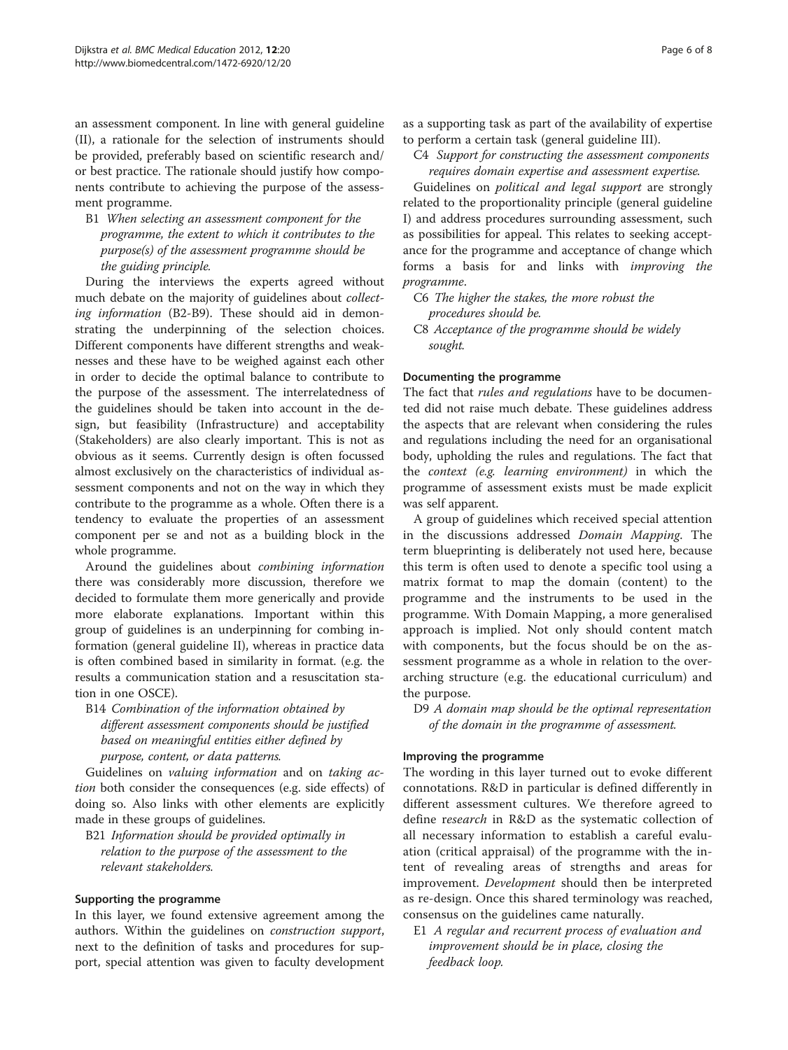an assessment component. In line with general guideline (II), a rationale for the selection of instruments should be provided, preferably based on scientific research and/ or best practice. The rationale should justify how components contribute to achieving the purpose of the assessment programme.

B1 *When selecting an assessment component for the programme, the extent to which it contributes to the purpose(s) of the assessment programme should be the guiding principle.*

During the interviews the experts agreed without much debate on the majority of guidelines about *collecting information* (B2-B9). These should aid in demonstrating the underpinning of the selection choices. Different components have different strengths and weaknesses and these have to be weighed against each other in order to decide the optimal balance to contribute to the purpose of the assessment. The interrelatedness of the guidelines should be taken into account in the design, but feasibility (Infrastructure) and acceptability (Stakeholders) are also clearly important. This is not as obvious as it seems. Currently design is often focussed almost exclusively on the characteristics of individual assessment components and not on the way in which they contribute to the programme as a whole. Often there is a tendency to evaluate the properties of an assessment component per se and not as a building block in the whole programme.

Around the guidelines about *combining information* there was considerably more discussion, therefore we decided to formulate them more generically and provide more elaborate explanations. Important within this group of guidelines is an underpinning for combing information (general guideline II), whereas in practice data is often combined based in similarity in format. (e.g. the results a communication station and a resuscitation station in one OSCE).

B14 *Combination of the information obtained by different assessment components should be justified based on meaningful entities either defined by purpose, content, or data patterns.*

Guidelines on *valuing information* and on *taking action* both consider the consequences (e.g. side effects) of doing so. Also links with other elements are explicitly made in these groups of guidelines.

B21 *Information should be provided optimally in relation to the purpose of the assessment to the relevant stakeholders.*

### Supporting the programme

In this layer, we found extensive agreement among the authors. Within the guidelines on *construction support*, next to the definition of tasks and procedures for support, special attention was given to faculty development as a supporting task as part of the availability of expertise to perform a certain task (general guideline III).

C4 *Support for constructing the assessment components requires domain expertise and assessment expertise.*

Guidelines on *political and legal support* are strongly related to the proportionality principle (general guideline I) and address procedures surrounding assessment, such as possibilities for appeal. This relates to seeking acceptance for the programme and acceptance of change which forms a basis for and links with *improving the programme*.

C6 *The higher the stakes, the more robust the procedures should be.*

C8 *Acceptance of the programme should be widely sought.*

### Documenting the programme

The fact that *rules and regulations* have to be documented did not raise much debate. These guidelines address the aspects that are relevant when considering the rules and regulations including the need for an organisational body, upholding the rules and regulations. The fact that the *context (e.g. learning environment)* in which the programme of assessment exists must be made explicit was self apparent.

A group of guidelines which received special attention in the discussions addressed *Domain Mapping*. The term blueprinting is deliberately not used here, because this term is often used to denote a specific tool using a matrix format to map the domain (content) to the programme and the instruments to be used in the programme. With Domain Mapping, a more generalised approach is implied. Not only should content match with components, but the focus should be on the assessment programme as a whole in relation to the overarching structure (e.g. the educational curriculum) and the purpose.

D9 *A domain map should be the optimal representation of the domain in the programme of assessment.*

### Improving the programme

The wording in this layer turned out to evoke different connotations. R&D in particular is defined differently in different assessment cultures. We therefore agreed to define r*esearch* in R&D as the systematic collection of all necessary information to establish a careful evaluation (critical appraisal) of the programme with the intent of revealing areas of strengths and areas for improvement. *Development* should then be interpreted as re-design. Once this shared terminology was reached, consensus on the guidelines came naturally.

E1 *A regular and recurrent process of evaluation and improvement should be in place, closing the feedback loop.*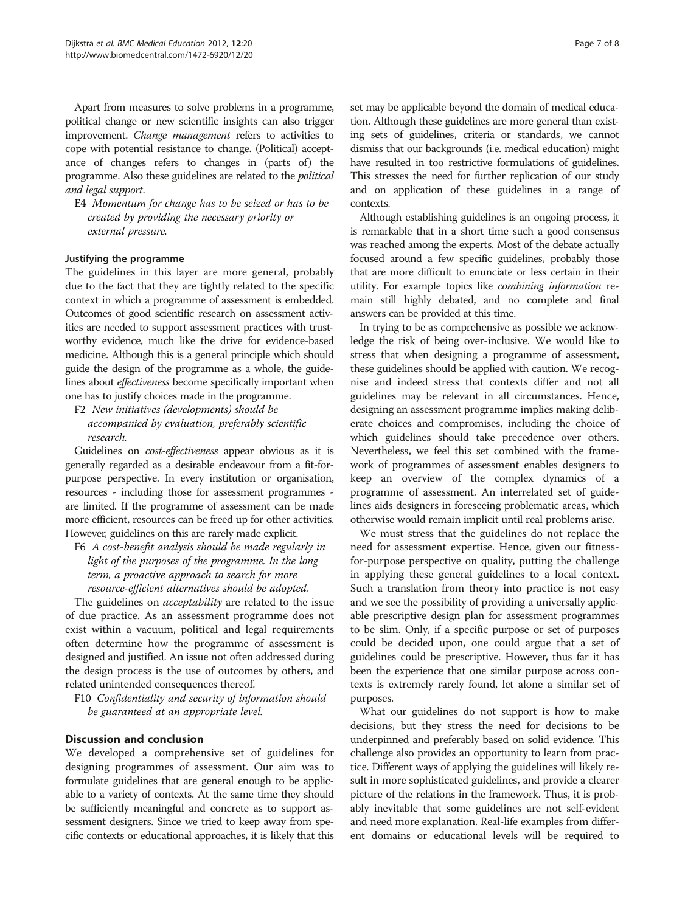Apart from measures to solve problems in a programme, political change or new scientific insights can also trigger improvement. *Change management* refers to activities to cope with potential resistance to change. (Political) acceptance of changes refers to changes in (parts of) the programme. Also these guidelines are related to the *political and legal support*.

E4 *Momentum for change has to be seized or has to be created by providing the necessary priority or external pressure.*

#### Justifying the programme

The guidelines in this layer are more general, probably due to the fact that they are tightly related to the specific context in which a programme of assessment is embedded. Outcomes of good scientific research on assessment activities are needed to support assessment practices with trustworthy evidence, much like the drive for evidence-based medicine. Although this is a general principle which should guide the design of the programme as a whole, the guidelines about *effectiveness* become specifically important when one has to justify choices made in the programme.

F2 *New initiatives (developments) should be accompanied by evaluation, preferably scientific research.*

Guidelines on *cost-effectiveness* appear obvious as it is generally regarded as a desirable endeavour from a fit-for-purpose perspective. In every institution or organisation, resources - including those for assessment programmes - are limited. If the programme of assessment can be made more efficient, resources can be freed up for other activities. However, guidelines on this are rarely made explicit.

F6 *A cost-benefit analysis should be made regularly in light of the purposes of the programme. In the long term, a proactive approach to search for more resource-efficient alternatives should be adopted.*

The guidelines on *acceptability* are related to the issue of due practice. As an assessment programme does not exist within a vacuum, political and legal requirements often determine how the programme of assessment is designed and justified. An issue not often addressed during the design process is the use of outcomes by others, and related unintended consequences thereof.

F10 *Confidentiality and security of information should be guaranteed at an appropriate level.*

## Discussion and conclusion

We developed a comprehensive set of guidelines for designing programmes of assessment. Our aim was to formulate guidelines that are general enough to be applicable to a variety of contexts. At the same time they should be sufficiently meaningful and concrete as to support assessment designers. Since we tried to keep away from specific contexts or educational approaches, it is likely that this set may be applicable beyond the domain of medical education. Although these guidelines are more general than existing sets of guidelines, criteria or standards, we cannot dismiss that our backgrounds (i.e. medical education) might have resulted in too restrictive formulations of guidelines. This stresses the need for further replication of our study and on application of these guidelines in a range of contexts.

Although establishing guidelines is an ongoing process, it is remarkable that in a short time such a good consensus was reached among the experts. Most of the debate actually focused around a few specific guidelines, probably those that are more difficult to enunciate or less certain in their utility. For example topics like *combining information* remain still highly debated, and no complete and final answers can be provided at this time.

In trying to be as comprehensive as possible we acknowledge the risk of being over-inclusive. We would like to stress that when designing a programme of assessment, these guidelines should be applied with caution. We recognise and indeed stress that contexts differ and not all guidelines may be relevant in all circumstances. Hence, designing an assessment programme implies making deliberate choices and compromises, including the choice of which guidelines should take precedence over others. Nevertheless, we feel this set combined with the framework of programmes of assessment enables designers to keep an overview of the complex dynamics of a programme of assessment. An interrelated set of guidelines aids designers in foreseeing problematic areas, which otherwise would remain implicit until real problems arise.

We must stress that the guidelines do not replace the need for assessment expertise. Hence, given our fitness-for-purpose perspective on quality, putting the challenge in applying these general guidelines to a local context. Such a translation from theory into practice is not easy and we see the possibility of providing a universally applicable prescriptive design plan for assessment programmes to be slim. Only, if a specific purpose or set of purposes could be decided upon, one could argue that a set of guidelines could be prescriptive. However, thus far it has been the experience that one similar purpose across contexts is extremely rarely found, let alone a similar set of purposes.

What our guidelines do not support is how to make decisions, but they stress the need for decisions to be underpinned and preferably based on solid evidence. This challenge also provides an opportunity to learn from practice. Different ways of applying the guidelines will likely result in more sophisticated guidelines, and provide a clearer picture of the relations in the framework. Thus, it is probably inevitable that some guidelines are not self-evident and need more explanation. Real-life examples from different domains or educational levels will be required to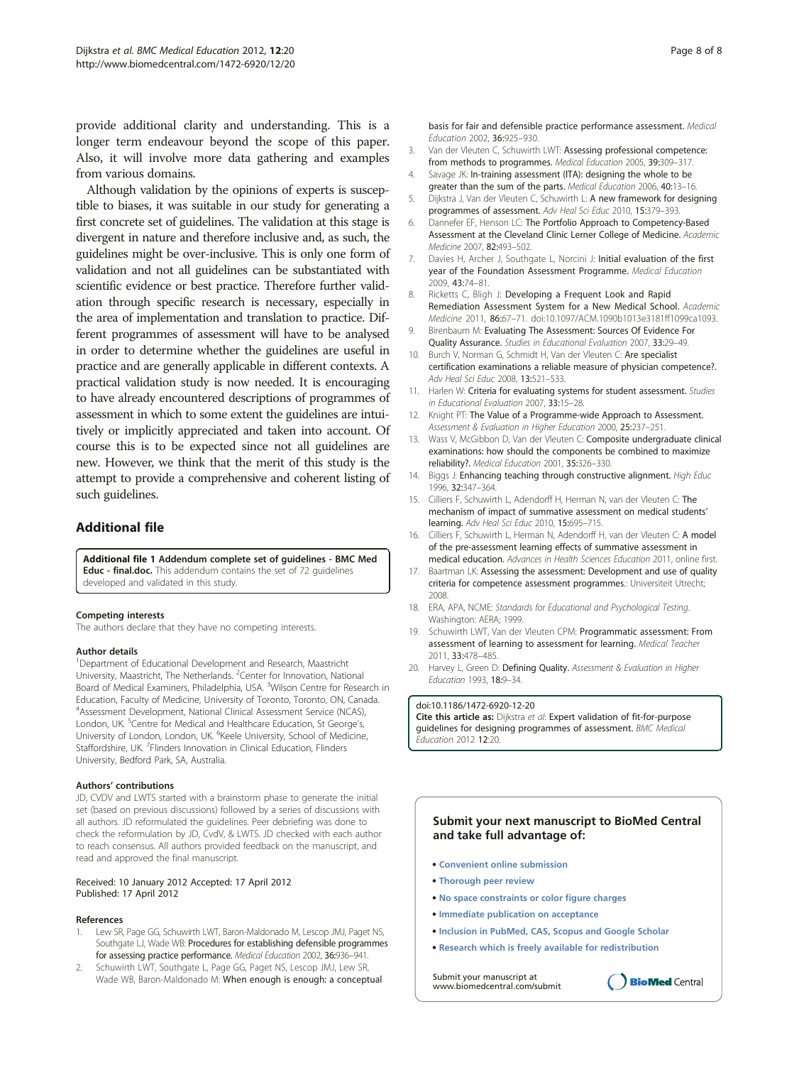provide additional clarity and understanding. This is a longer term endeavour beyond the scope of this paper. Also, it will involve more data gathering and examples from various domains.

Although validation by the opinions of experts is susceptible to biases, it was suitable in our study for generating a first concrete set of guidelines. The validation at this stage is divergent in nature and therefore inclusive and, as such, the guidelines might be over-inclusive. This is only one form of validation and not all guidelines can be substantiated with scientific evidence or best practice. Therefore further validation through specific research is necessary, especially in the area of implementation and translation to practice. Different programmes of assessment will have to be analysed in order to determine whether the guidelines are useful in practice and are generally applicable in different contexts. A practical validation study is now needed. It is encouraging to have already encountered descriptions of programmes of assessment in which to some extent the guidelines are intuitively or implicitly appreciated and taken into account. Of course this is to be expected since not all guidelines are new. However, we think that the merit of this study is the attempt to provide a comprehensive and coherent listing of such guidelines.

## Additional file

**Additional file 1 Addendum complete set of guidelines - BMC Med Educ - final.doc.** This addendum contains the set of 72 guidelines developed and validated in this study.

#### Competing interests
The authors declare that they have no competing interests.

#### Author details
[1]Department of Educational Development and Research, Maastricht University, Maastricht, The Netherlands. [2]Center for Innovation, National Board of Medical Examiners, Philadelphia, USA. [3]Wilson Centre for Research in Education, Faculty of Medicine, University of Toronto, Toronto, ON, Canada. [4]Assessment Development, National Clinical Assessment Service (NCAS), London, UK. [5]Centre for Medical and Healthcare Education, St George's, University of London, London, UK. [6]Keele University, School of Medicine, Staffordshire, UK. [7]Flinders Innovation in Clinical Education, Flinders University, Bedford Park, SA, Australia.

#### Authors' contributions
JD, CVDV and LWTS started with a brainstorm phase to generate the initial set (based on previous discussions) followed by a series of discussions with all authors. JD reformulated the guidelines. Peer debriefing was done to check the reformulation by JD, CvdV, & LWTS. JD checked with each author to reach consensus. All authors provided feedback on the manuscript, and read and approved the final manuscript.

Received: 10 January 2012 Accepted: 17 April 2012
Published: 17 April 2012

#### References
1. Lew SR, Page GG, Schuwirth LWT, Baron-Maldonado M, Lescop JMJ, Paget NS, Southgate LJ, Wade WB: **Procedures for establishing defensible programmes for assessing practice performance.** *Medical Education* 2002, **36:**936–941.
2. Schuwirth LWT, Southgate L, Page GG, Paget NS, Lescop JMJ, Lew SR, Wade WB, Baron-Maldonado M: **When enough is enough: a conceptual basis for fair and defensible practice performance assessment.** *Medical Education* 2002, **36:**925–930.
3. Van der Vleuten C, Schuwirth LWT: **Assessing professional competence: from methods to programmes.** *Medical Education* 2005, **39:**309–317.
4. Savage JK: **In-training assessment (ITA): designing the whole to be greater than the sum of the parts.** *Medical Education* 2006, **40:**13–16.
5. Dijkstra J, Van der Vleuten C, Schuwirth L: **A new framework for designing programmes of assessment.** *Adv Heal Sci Educ* 2010, **15:**379–393.
6. Dannefer EF, Henson LC: **The Portfolio Approach to Competency-Based Assessment at the Cleveland Clinic Lerner College of Medicine.** *Academic Medicine* 2007, **82:**493–502.
7. Davies H, Archer J, Southgate L, Norcini J: **Initial evaluation of the first year of the Foundation Assessment Programme.** *Medical Education* 2009, **43:**74–81.
8. Ricketts C, Bligh J: **Developing a Frequent Look and Rapid Remediation Assessment System for a New Medical School.** *Academic Medicine* 2011, **86:**67–71. doi:10.1097/ACM.1090b1013e3181ff1099ca1093.
9. Birenbaum M: **Evaluating The Assessment: Sources Of Evidence For Quality Assurance.** *Studies in Educational Evaluation* 2007, **33:**29–49.
10. Burch V, Norman G, Schmidt H, Van der Vleuten C: **Are specialist certification examinations a reliable measure of physician competence?.** *Adv Heal Sci Educ* 2008, **13:**521–533.
11. Harlen W: **Criteria for evaluating systems for student assessment.** *Studies in Educational Evaluation* 2007, **33:**15–28.
12. Knight PT: **The Value of a Programme-wide Approach to Assessment.** *Assessment & Evaluation in Higher Education* 2000, **25:**237–251.
13. Wass V, McGibbon D, Van der Vleuten C: **Composite undergraduate clinical examinations: how should the components be combined to maximize reliability?.** *Medical Education* 2001, **35:**326–330.
14. Biggs J: **Enhancing teaching through constructive alignment.** *High Educ* 1996, **32:**347–364.
15. Cilliers F, Schuwirth L, Adendorff H, Herman N, van der Vleuten C: **The mechanism of impact of summative assessment on medical students' learning.** *Adv Heal Sci Educ* 2010, **15:**695–715.
16. Cilliers F, Schuwirth L, Herman N, Adendorff H, van der Vleuten C: **A model of the pre-assessment learning effects of summative assessment in medical education.** *Advances in Health Sciences Education* 2011, online first.
17. Baartman LK: **Assessing the assessment: Development and use of quality criteria for competence assessment programmes.**: Universiteit Utrecht; 2008.
18. ERA, APA, NCME: *Standards for Educational and Psychological Testing.* Washington: AERA; 1999.
19. Schuwirth LWT, Van der Vleuten CPM: **Programmatic assessment: From assessment of learning to assessment for learning.** *Medical Teacher* 2011, **33:**478–485.
20. Harvey L, Green D: **Defining Quality.** *Assessment & Evaluation in Higher Education* 1993, **18:**9–34.

doi:10.1186/1472-6920-12-20
**Cite this article as:** Dijkstra *et al*: Expert validation of fit-for-purpose guidelines for designing programmes of assessment. *BMC Medical Education* 2012 **12**:20.

**Submit your next manuscript to BioMed Central and take full advantage of:**

- **Convenient online submission**
- **Thorough peer review**
- **No space constraints or color figure charges**
- **Immediate publication on acceptance**
- **Inclusion in PubMed, CAS, Scopus and Google Scholar**
- **Research which is freely available for redistribution**

Submit your manuscript at
www.biomedcentral.com/submit

BioMed Central